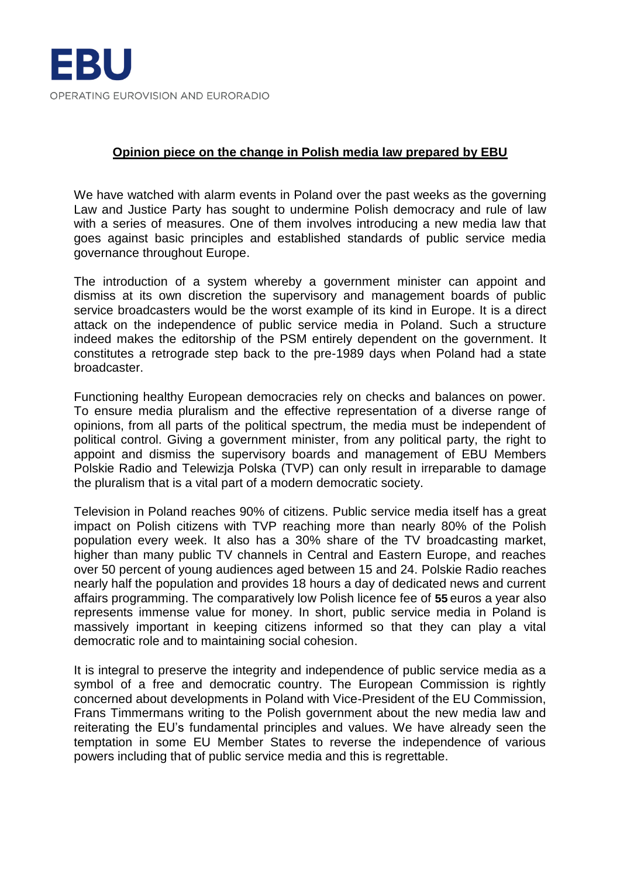EBU

OPERATING EUROVISION AND EURORADIO

**Opinion piece on the change in Polish media law prepared by EBU**

We have watched with alarm events in Poland over the past weeks as the governing Law and Justice Party has sought to undermine Polish democracy and rule of law with a series of measures. One of them involves introducing a new media law that goes against basic principles and established standards of public service media governance throughout Europe.

The introduction of a system whereby a government minister can appoint and dismiss at its own discretion the supervisory and management boards of public service broadcasters would be the worst example of its kind in Europe. It is a direct attack on the independence of public service media in Poland. Such a structure indeed makes the editorship of the PSM entirely dependent on the government. It constitutes a retrograde step back to the pre-1989 days when Poland had a state broadcaster.

Functioning healthy European democracies rely on checks and balances on power. To ensure media pluralism and the effective representation of a diverse range of opinions, from all parts of the political spectrum, the media must be independent of political control. Giving a government minister, from any political party, the right to appoint and dismiss the supervisory boards and management of EBU Members Polskie Radio and Telewizja Polska (TVP) can only result in irreparable to damage the pluralism that is a vital part of a modern democratic society.

Television in Poland reaches 90% of citizens. Public service media itself has a great impact on Polish citizens with TVP reaching more than nearly 80% of the Polish population every week. It also has a 30% share of the TV broadcasting market, higher than many public TV channels in Central and Eastern Europe, and reaches over 50 percent of young audiences aged between 15 and 24. Polskie Radio reaches nearly half the population and provides 18 hours a day of dedicated news and current affairs programming. The comparatively low Polish licence fee of **55** euros a year also represents immense value for money. In short, public service media in Poland is massively important in keeping citizens informed so that they can play a vital democratic role and to maintaining social cohesion.

It is integral to preserve the integrity and independence of public service media as a symbol of a free and democratic country. The European Commission is rightly concerned about developments in Poland with Vice-President of the EU Commission, Frans Timmermans writing to the Polish government about the new media law and reiterating the EU's fundamental principles and values. We have already seen the temptation in some EU Member States to reverse the independence of various powers including that of public service media and this is regrettable.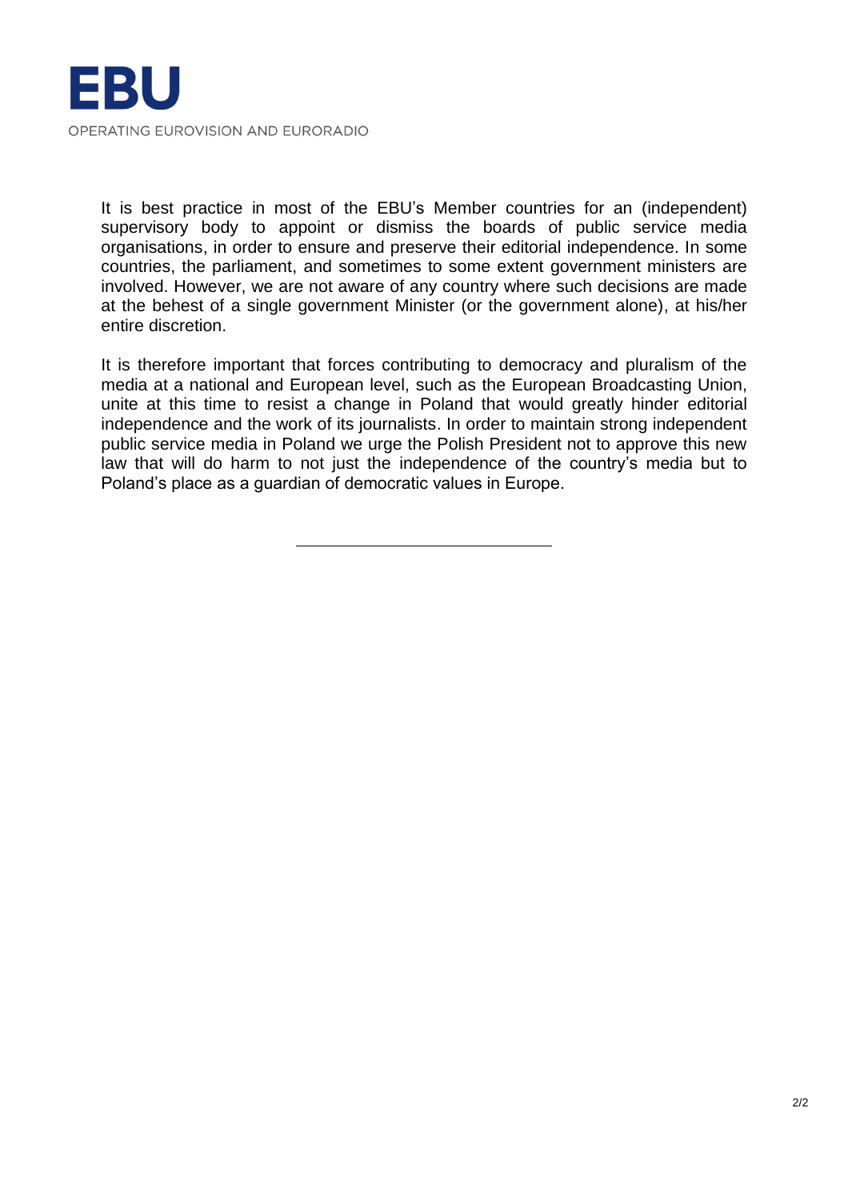It is best practice in most of the EBU's Member countries for an (independent) supervisory body to appoint or dismiss the boards of public service media organisations, in order to ensure and preserve their editorial independence. In some countries, the parliament, and sometimes to some extent government ministers are involved. However, we are not aware of any country where such decisions are made at the behest of a single government Minister (or the government alone), at his/her entire discretion.

It is therefore important that forces contributing to democracy and pluralism of the media at a national and European level, such as the European Broadcasting Union, unite at this time to resist a change in Poland that would greatly hinder editorial independence and the work of its journalists. In order to maintain strong independent public service media in Poland we urge the Polish President not to approve this new law that will do harm to not just the independence of the country's media but to Poland's place as a guardian of democratic values in Europe.

---